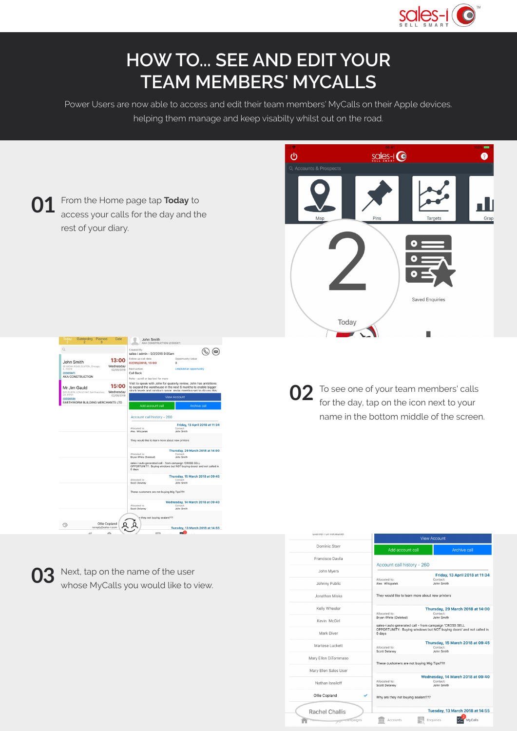# HOW TO... SEE AND EDIT YOUR TEAM MEMBERS' MYCALLS

Power Users are now able to access and edit their team members' MyCalls on their Apple devices. helping them manage and keep visabilty whilst out on the road.

**01** From the Home page tap **Today** to access your calls for the day and the rest of your diary.

**02** To see one of your team members' calls for the day, tap on the icon next to your name in the bottom middle of the screen.

**03** Next, tap on the name of the user whose MyCalls you would like to view.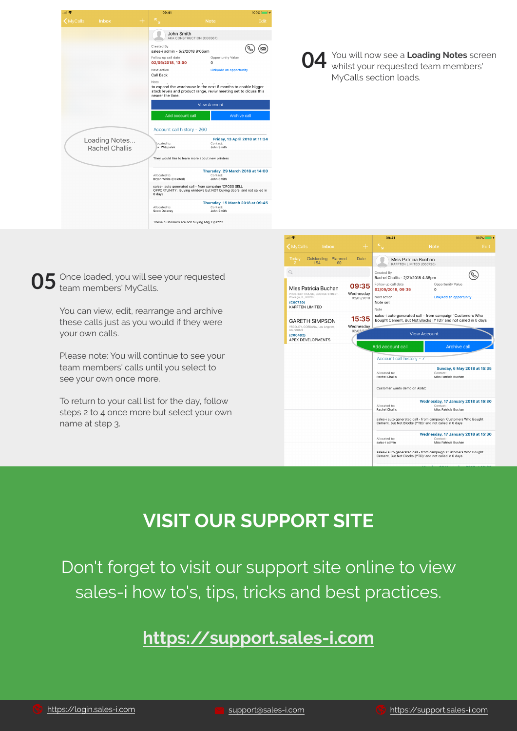**04** You will now see a **Loading Notes** screen whilst your requested team members' MyCalls section loads.

**05** Once loaded, you will see your requested team members' MyCalls.

You can view, edit, rearrange and archive these calls just as you would if they were your own calls.

Please note: You will continue to see your team members' calls until you select to see your own once more.

To return to your call list for the day, follow steps 2 to 4 once more but select your own name at step 3.

# VISIT OUR SUPPORT SITE

Don't forget to visit our support site online to view sales-i how to's, tips, tricks and best practices.

https://support.sales-i.com

https://login.sales-i.com support@sales-i.com https://support.sales-i.com